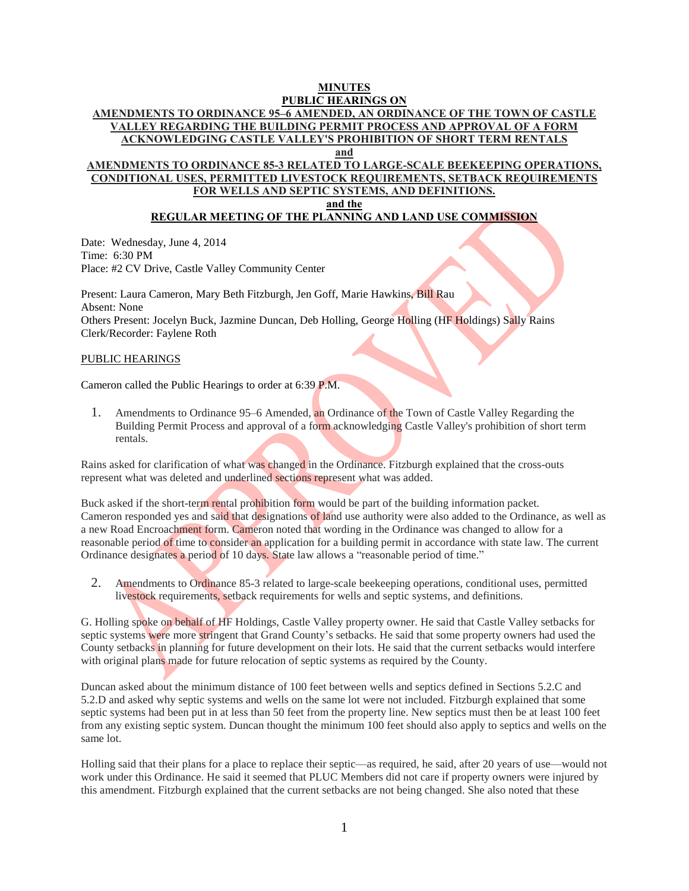**MINUTES**
**PUBLIC HEARINGS ON**
**AMENDMENTS TO ORDINANCE 95–6 AMENDED, AN ORDINANCE OF THE TOWN OF CASTLE VALLEY REGARDING THE BUILDING PERMIT PROCESS AND APPROVAL OF A FORM ACKNOWLEDGING CASTLE VALLEY'S PROHIBITION OF SHORT TERM RENTALS**
**and**
**AMENDMENTS TO ORDINANCE 85-3 RELATED TO LARGE-SCALE BEEKEEPING OPERATIONS, CONDITIONAL USES, PERMITTED LIVESTOCK REQUIREMENTS, SETBACK REQUIREMENTS FOR WELLS AND SEPTIC SYSTEMS, AND DEFINITIONS.**
**and the**
**REGULAR MEETING OF THE PLANNING AND LAND USE COMMISSION**

Date: Wednesday, June 4, 2014
Time: 6:30 PM
Place: #2 CV Drive, Castle Valley Community Center

Present: Laura Cameron, Mary Beth Fitzburgh, Jen Goff, Marie Hawkins, Bill Rau
Absent: None
Others Present: Jocelyn Buck, Jazmine Duncan, Deb Holling, George Holling (HF Holdings) Sally Rains
Clerk/Recorder: Faylene Roth

PUBLIC HEARINGS

Cameron called the Public Hearings to order at 6:39 P.M.

1. Amendments to Ordinance 95–6 Amended, an Ordinance of the Town of Castle Valley Regarding the Building Permit Process and approval of a form acknowledging Castle Valley's prohibition of short term rentals.

Rains asked for clarification of what was changed in the Ordinance. Fitzburgh explained that the cross-outs represent what was deleted and underlined sections represent what was added.

Buck asked if the short-term rental prohibition form would be part of the building information packet. Cameron responded yes and said that designations of land use authority were also added to the Ordinance, as well as a new Road Encroachment form. Cameron noted that wording in the Ordinance was changed to allow for a reasonable period of time to consider an application for a building permit in accordance with state law. The current Ordinance designates a period of 10 days. State law allows a "reasonable period of time."

2. Amendments to Ordinance 85-3 related to large-scale beekeeping operations, conditional uses, permitted livestock requirements, setback requirements for wells and septic systems, and definitions.

G. Holling spoke on behalf of HF Holdings, Castle Valley property owner. He said that Castle Valley setbacks for septic systems were more stringent that Grand County's setbacks. He said that some property owners had used the County setbacks in planning for future development on their lots. He said that the current setbacks would interfere with original plans made for future relocation of septic systems as required by the County.

Duncan asked about the minimum distance of 100 feet between wells and septics defined in Sections 5.2.C and 5.2.D and asked why septic systems and wells on the same lot were not included. Fitzburgh explained that some septic systems had been put in at less than 50 feet from the property line. New septics must then be at least 100 feet from any existing septic system. Duncan thought the minimum 100 feet should also apply to septics and wells on the same lot.

Holling said that their plans for a place to replace their septic—as required, he said, after 20 years of use—would not work under this Ordinance. He said it seemed that PLUC Members did not care if property owners were injured by this amendment. Fitzburgh explained that the current setbacks are not being changed. She also noted that these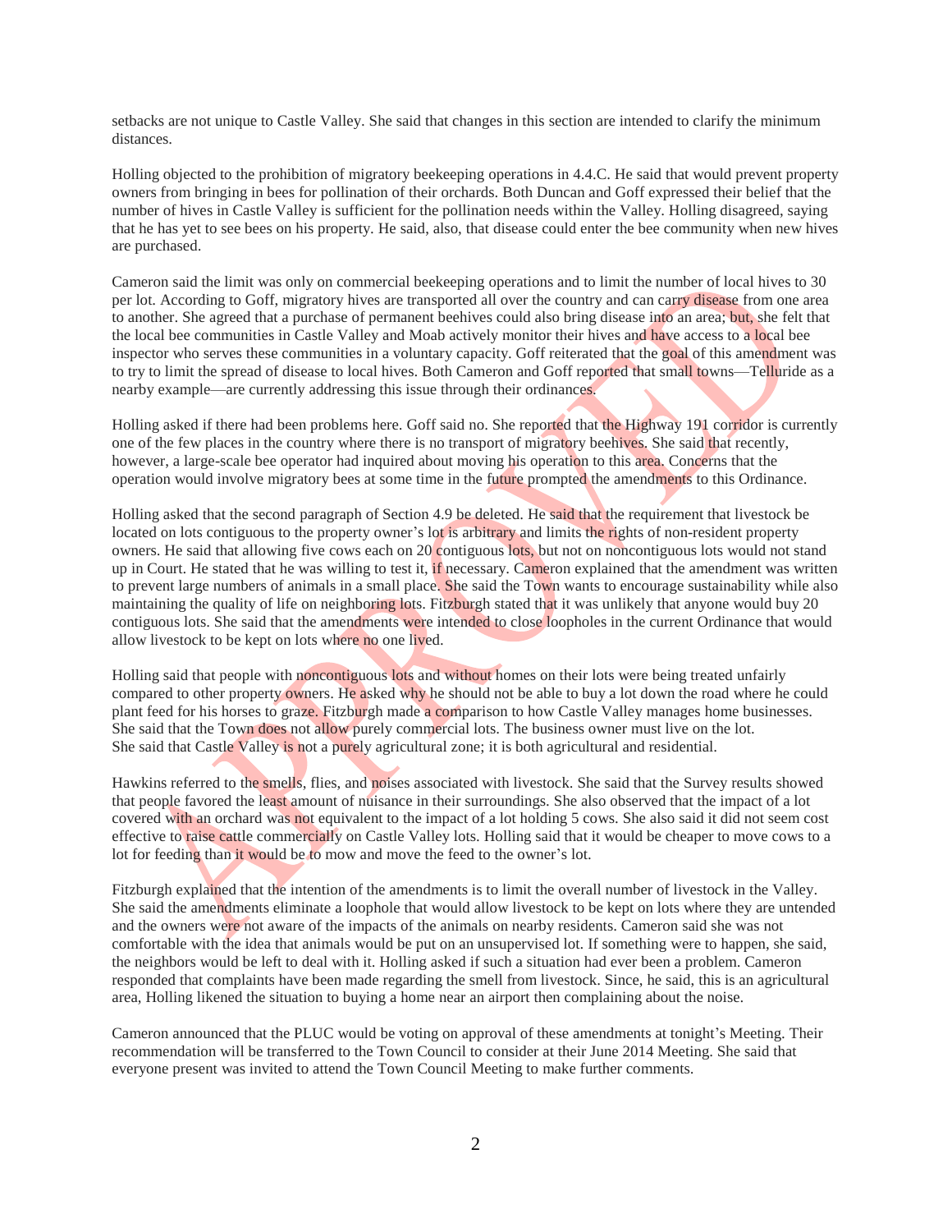setbacks are not unique to Castle Valley. She said that changes in this section are intended to clarify the minimum distances.

Holling objected to the prohibition of migratory beekeeping operations in 4.4.C. He said that would prevent property owners from bringing in bees for pollination of their orchards. Both Duncan and Goff expressed their belief that the number of hives in Castle Valley is sufficient for the pollination needs within the Valley. Holling disagreed, saying that he has yet to see bees on his property. He said, also, that disease could enter the bee community when new hives are purchased.

Cameron said the limit was only on commercial beekeeping operations and to limit the number of local hives to 30 per lot. According to Goff, migratory hives are transported all over the country and can carry disease from one area to another. She agreed that a purchase of permanent beehives could also bring disease into an area; but, she felt that the local bee communities in Castle Valley and Moab actively monitor their hives and have access to a local bee inspector who serves these communities in a voluntary capacity. Goff reiterated that the goal of this amendment was to try to limit the spread of disease to local hives. Both Cameron and Goff reported that small towns—Telluride as a nearby example—are currently addressing this issue through their ordinances.

Holling asked if there had been problems here. Goff said no. She reported that the Highway 191 corridor is currently one of the few places in the country where there is no transport of migratory beehives. She said that recently, however, a large-scale bee operator had inquired about moving his operation to this area. Concerns that the operation would involve migratory bees at some time in the future prompted the amendments to this Ordinance.

Holling asked that the second paragraph of Section 4.9 be deleted. He said that the requirement that livestock be located on lots contiguous to the property owner's lot is arbitrary and limits the rights of non-resident property owners. He said that allowing five cows each on 20 contiguous lots, but not on noncontiguous lots would not stand up in Court. He stated that he was willing to test it, if necessary. Cameron explained that the amendment was written to prevent large numbers of animals in a small place. She said the Town wants to encourage sustainability while also maintaining the quality of life on neighboring lots. Fitzburgh stated that it was unlikely that anyone would buy 20 contiguous lots. She said that the amendments were intended to close loopholes in the current Ordinance that would allow livestock to be kept on lots where no one lived.

Holling said that people with noncontiguous lots and without homes on their lots were being treated unfairly compared to other property owners. He asked why he should not be able to buy a lot down the road where he could plant feed for his horses to graze. Fitzburgh made a comparison to how Castle Valley manages home businesses. She said that the Town does not allow purely commercial lots. The business owner must live on the lot. She said that Castle Valley is not a purely agricultural zone; it is both agricultural and residential.

Hawkins referred to the smells, flies, and noises associated with livestock. She said that the Survey results showed that people favored the least amount of nuisance in their surroundings. She also observed that the impact of a lot covered with an orchard was not equivalent to the impact of a lot holding 5 cows. She also said it did not seem cost effective to raise cattle commercially on Castle Valley lots. Holling said that it would be cheaper to move cows to a lot for feeding than it would be to mow and move the feed to the owner's lot.

Fitzburgh explained that the intention of the amendments is to limit the overall number of livestock in the Valley. She said the amendments eliminate a loophole that would allow livestock to be kept on lots where they are untended and the owners were not aware of the impacts of the animals on nearby residents. Cameron said she was not comfortable with the idea that animals would be put on an unsupervised lot. If something were to happen, she said, the neighbors would be left to deal with it. Holling asked if such a situation had ever been a problem. Cameron responded that complaints have been made regarding the smell from livestock. Since, he said, this is an agricultural area, Holling likened the situation to buying a home near an airport then complaining about the noise.

Cameron announced that the PLUC would be voting on approval of these amendments at tonight's Meeting. Their recommendation will be transferred to the Town Council to consider at their June 2014 Meeting. She said that everyone present was invited to attend the Town Council Meeting to make further comments.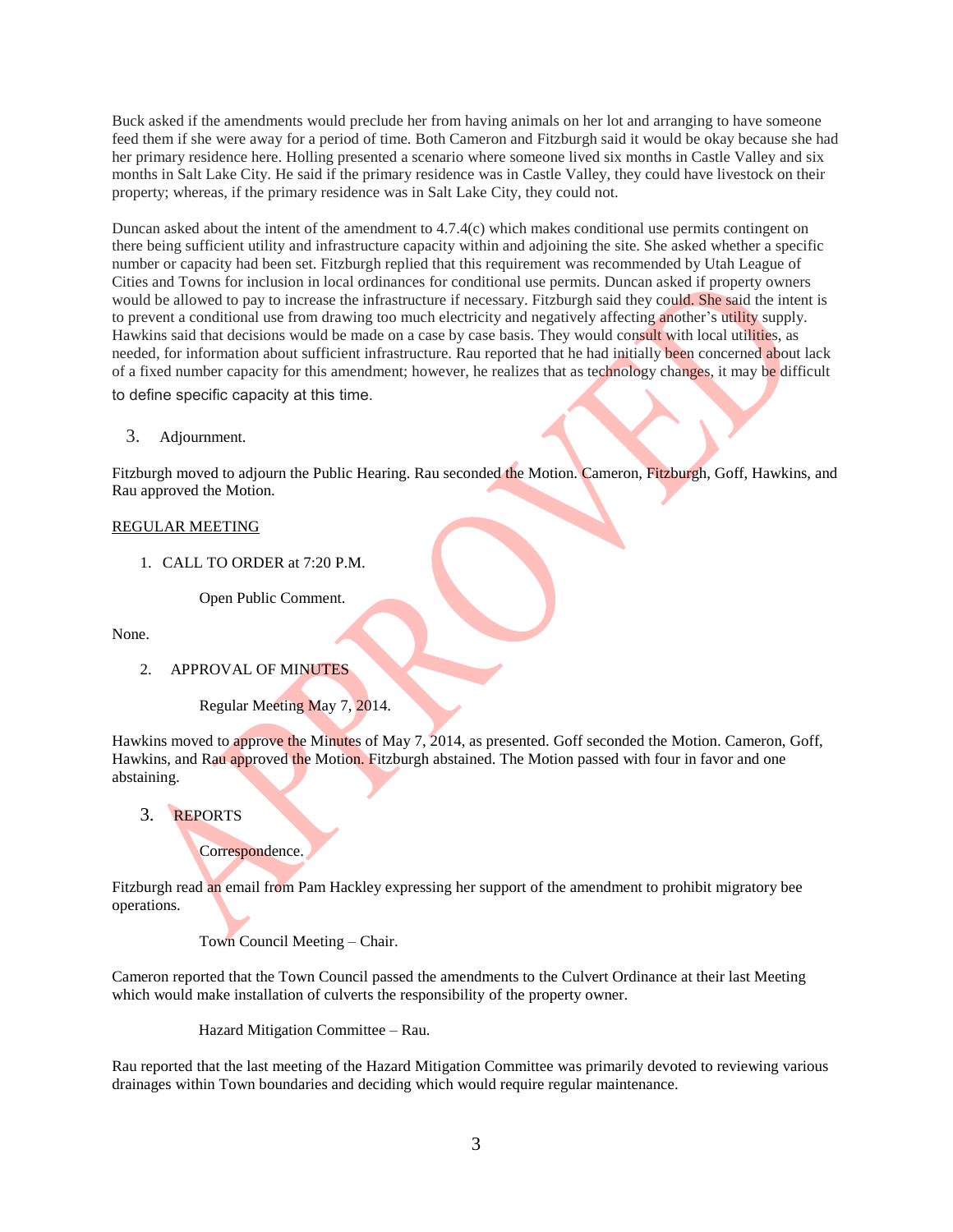Buck asked if the amendments would preclude her from having animals on her lot and arranging to have someone feed them if she were away for a period of time. Both Cameron and Fitzburgh said it would be okay because she had her primary residence here. Holling presented a scenario where someone lived six months in Castle Valley and six months in Salt Lake City. He said if the primary residence was in Castle Valley, they could have livestock on their property; whereas, if the primary residence was in Salt Lake City, they could not.

Duncan asked about the intent of the amendment to 4.7.4(c) which makes conditional use permits contingent on there being sufficient utility and infrastructure capacity within and adjoining the site. She asked whether a specific number or capacity had been set. Fitzburgh replied that this requirement was recommended by Utah League of Cities and Towns for inclusion in local ordinances for conditional use permits. Duncan asked if property owners would be allowed to pay to increase the infrastructure if necessary. Fitzburgh said they could. She said the intent is to prevent a conditional use from drawing too much electricity and negatively affecting another's utility supply. Hawkins said that decisions would be made on a case by case basis. They would consult with local utilities, as needed, for information about sufficient infrastructure. Rau reported that he had initially been concerned about lack of a fixed number capacity for this amendment; however, he realizes that as technology changes, it may be difficult to define specific capacity at this time.

3. Adjournment.

Fitzburgh moved to adjourn the Public Hearing. Rau seconded the Motion. Cameron, Fitzburgh, Goff, Hawkins, and Rau approved the Motion.

REGULAR MEETING

1. CALL TO ORDER at 7:20 P.M.

   Open Public Comment.

None.

2. APPROVAL OF MINUTES

   Regular Meeting May 7, 2014.

Hawkins moved to approve the Minutes of May 7, 2014, as presented. Goff seconded the Motion. Cameron, Goff, Hawkins, and Rau approved the Motion. Fitzburgh abstained. The Motion passed with four in favor and one abstaining.

3. REPORTS

   Correspondence.

Fitzburgh read an email from Pam Hackley expressing her support of the amendment to prohibit migratory bee operations.

   Town Council Meeting – Chair.

Cameron reported that the Town Council passed the amendments to the Culvert Ordinance at their last Meeting which would make installation of culverts the responsibility of the property owner.

   Hazard Mitigation Committee – Rau.

Rau reported that the last meeting of the Hazard Mitigation Committee was primarily devoted to reviewing various drainages within Town boundaries and deciding which would require regular maintenance.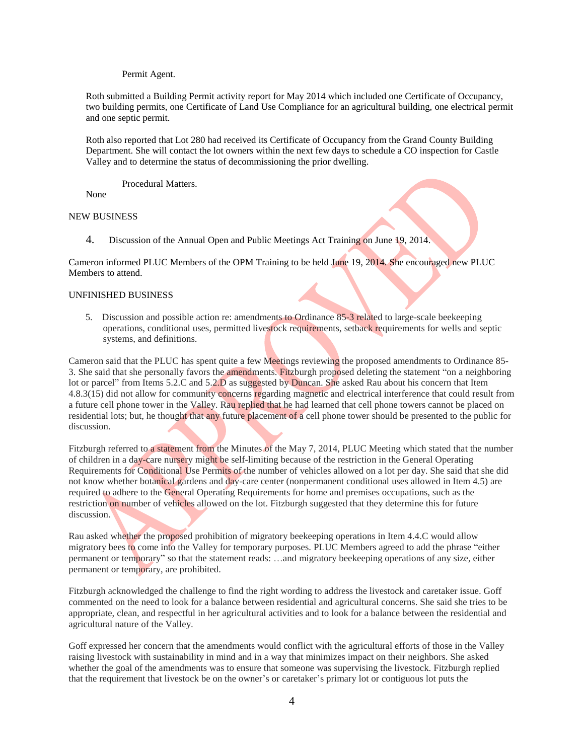Permit Agent.

Roth submitted a Building Permit activity report for May 2014 which included one Certificate of Occupancy, two building permits, one Certificate of Land Use Compliance for an agricultural building, one electrical permit and one septic permit.

Roth also reported that Lot 280 had received its Certificate of Occupancy from the Grand County Building Department. She will contact the lot owners within the next few days to schedule a CO inspection for Castle Valley and to determine the status of decommissioning the prior dwelling.

Procedural Matters.

None

NEW BUSINESS

4. Discussion of the Annual Open and Public Meetings Act Training on June 19, 2014.

Cameron informed PLUC Members of the OPM Training to be held June 19, 2014. She encouraged new PLUC Members to attend.

UNFINISHED BUSINESS

5. Discussion and possible action re: amendments to Ordinance 85-3 related to large-scale beekeeping operations, conditional uses, permitted livestock requirements, setback requirements for wells and septic systems, and definitions.

Cameron said that the PLUC has spent quite a few Meetings reviewing the proposed amendments to Ordinance 85-3. She said that she personally favors the amendments. Fitzburgh proposed deleting the statement "on a neighboring lot or parcel" from Items 5.2.C and 5.2.D as suggested by Duncan. She asked Rau about his concern that Item 4.8.3(15) did not allow for community concerns regarding magnetic and electrical interference that could result from a future cell phone tower in the Valley. Rau replied that he had learned that cell phone towers cannot be placed on residential lots; but, he thought that any future placement of a cell phone tower should be presented to the public for discussion.

Fitzburgh referred to a statement from the Minutes of the May 7, 2014, PLUC Meeting which stated that the number of children in a day-care nursery might be self-limiting because of the restriction in the General Operating Requirements for Conditional Use Permits of the number of vehicles allowed on a lot per day. She said that she did not know whether botanical gardens and day-care center (nonpermanent conditional uses allowed in Item 4.5) are required to adhere to the General Operating Requirements for home and premises occupations, such as the restriction on number of vehicles allowed on the lot. Fitzburgh suggested that they determine this for future discussion.

Rau asked whether the proposed prohibition of migratory beekeeping operations in Item 4.4.C would allow migratory bees to come into the Valley for temporary purposes. PLUC Members agreed to add the phrase "either permanent or temporary" so that the statement reads: …and migratory beekeeping operations of any size, either permanent or temporary, are prohibited.

Fitzburgh acknowledged the challenge to find the right wording to address the livestock and caretaker issue. Goff commented on the need to look for a balance between residential and agricultural concerns. She said she tries to be appropriate, clean, and respectful in her agricultural activities and to look for a balance between the residential and agricultural nature of the Valley.

Goff expressed her concern that the amendments would conflict with the agricultural efforts of those in the Valley raising livestock with sustainability in mind and in a way that minimizes impact on their neighbors. She asked whether the goal of the amendments was to ensure that someone was supervising the livestock. Fitzburgh replied that the requirement that livestock be on the owner's or caretaker's primary lot or contiguous lot puts the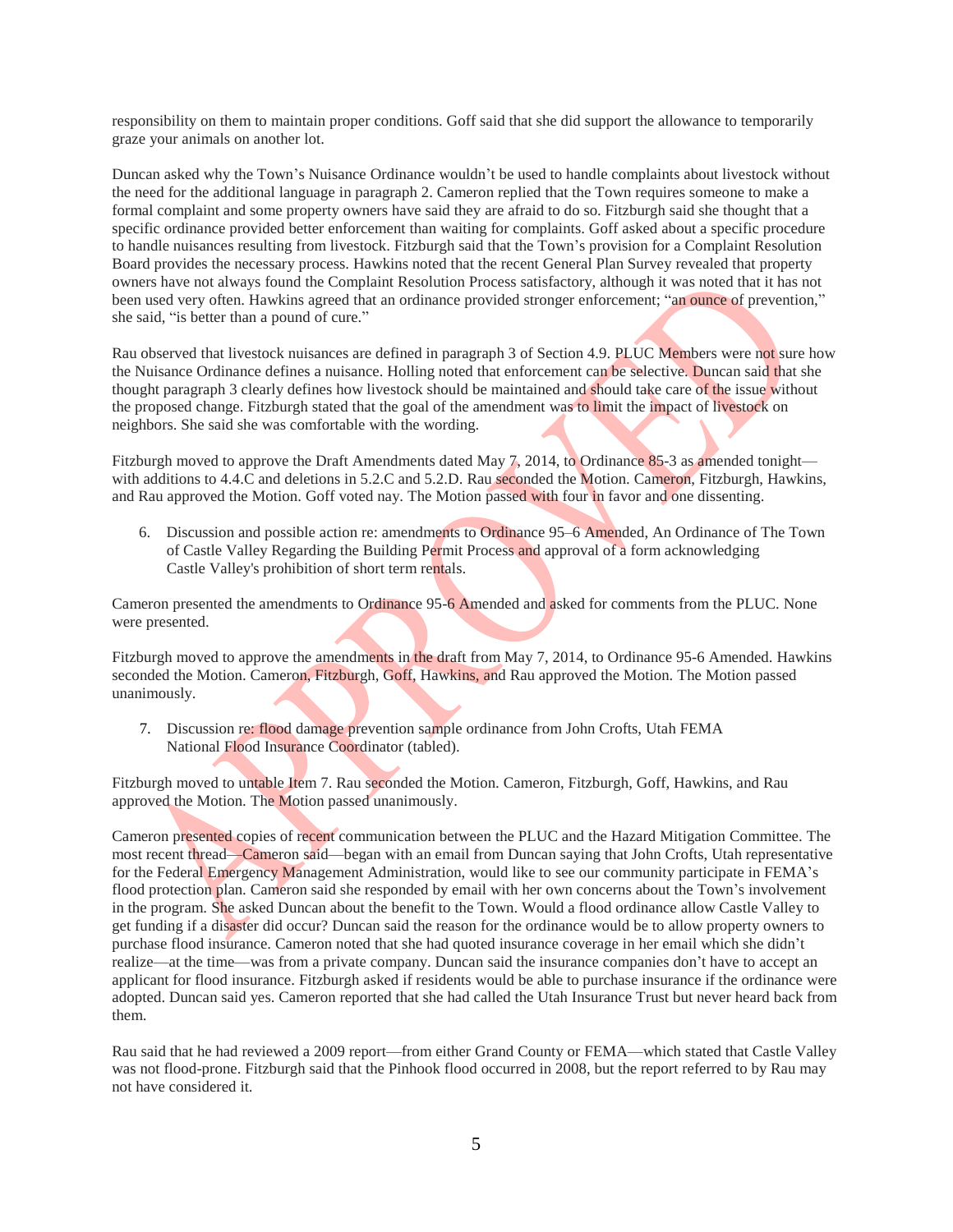responsibility on them to maintain proper conditions. Goff said that she did support the allowance to temporarily graze your animals on another lot.

Duncan asked why the Town's Nuisance Ordinance wouldn't be used to handle complaints about livestock without the need for the additional language in paragraph 2. Cameron replied that the Town requires someone to make a formal complaint and some property owners have said they are afraid to do so. Fitzburgh said she thought that a specific ordinance provided better enforcement than waiting for complaints. Goff asked about a specific procedure to handle nuisances resulting from livestock. Fitzburgh said that the Town's provision for a Complaint Resolution Board provides the necessary process. Hawkins noted that the recent General Plan Survey revealed that property owners have not always found the Complaint Resolution Process satisfactory, although it was noted that it has not been used very often. Hawkins agreed that an ordinance provided stronger enforcement; "an ounce of prevention," she said, "is better than a pound of cure."

Rau observed that livestock nuisances are defined in paragraph 3 of Section 4.9. PLUC Members were not sure how the Nuisance Ordinance defines a nuisance. Holling noted that enforcement can be selective. Duncan said that she thought paragraph 3 clearly defines how livestock should be maintained and should take care of the issue without the proposed change. Fitzburgh stated that the goal of the amendment was to limit the impact of livestock on neighbors. She said she was comfortable with the wording.

Fitzburgh moved to approve the Draft Amendments dated May 7, 2014, to Ordinance 85-3 as amended tonight—with additions to 4.4.C and deletions in 5.2.C and 5.2.D. Rau seconded the Motion. Cameron, Fitzburgh, Hawkins, and Rau approved the Motion. Goff voted nay. The Motion passed with four in favor and one dissenting.

6. Discussion and possible action re: amendments to Ordinance 95–6 Amended, An Ordinance of The Town of Castle Valley Regarding the Building Permit Process and approval of a form acknowledging Castle Valley's prohibition of short term rentals.

Cameron presented the amendments to Ordinance 95-6 Amended and asked for comments from the PLUC. None were presented.

Fitzburgh moved to approve the amendments in the draft from May 7, 2014, to Ordinance 95-6 Amended. Hawkins seconded the Motion. Cameron, Fitzburgh, Goff, Hawkins, and Rau approved the Motion. The Motion passed unanimously.

7. Discussion re: flood damage prevention sample ordinance from John Crofts, Utah FEMA National Flood Insurance Coordinator (tabled).

Fitzburgh moved to untable Item 7. Rau seconded the Motion. Cameron, Fitzburgh, Goff, Hawkins, and Rau approved the Motion. The Motion passed unanimously.

Cameron presented copies of recent communication between the PLUC and the Hazard Mitigation Committee. The most recent thread—Cameron said—began with an email from Duncan saying that John Crofts, Utah representative for the Federal Emergency Management Administration, would like to see our community participate in FEMA's flood protection plan. Cameron said she responded by email with her own concerns about the Town's involvement in the program. She asked Duncan about the benefit to the Town. Would a flood ordinance allow Castle Valley to get funding if a disaster did occur? Duncan said the reason for the ordinance would be to allow property owners to purchase flood insurance. Cameron noted that she had quoted insurance coverage in her email which she didn't realize—at the time—was from a private company. Duncan said the insurance companies don't have to accept an applicant for flood insurance. Fitzburgh asked if residents would be able to purchase insurance if the ordinance were adopted. Duncan said yes. Cameron reported that she had called the Utah Insurance Trust but never heard back from them.

Rau said that he had reviewed a 2009 report—from either Grand County or FEMA—which stated that Castle Valley was not flood-prone. Fitzburgh said that the Pinhook flood occurred in 2008, but the report referred to by Rau may not have considered it.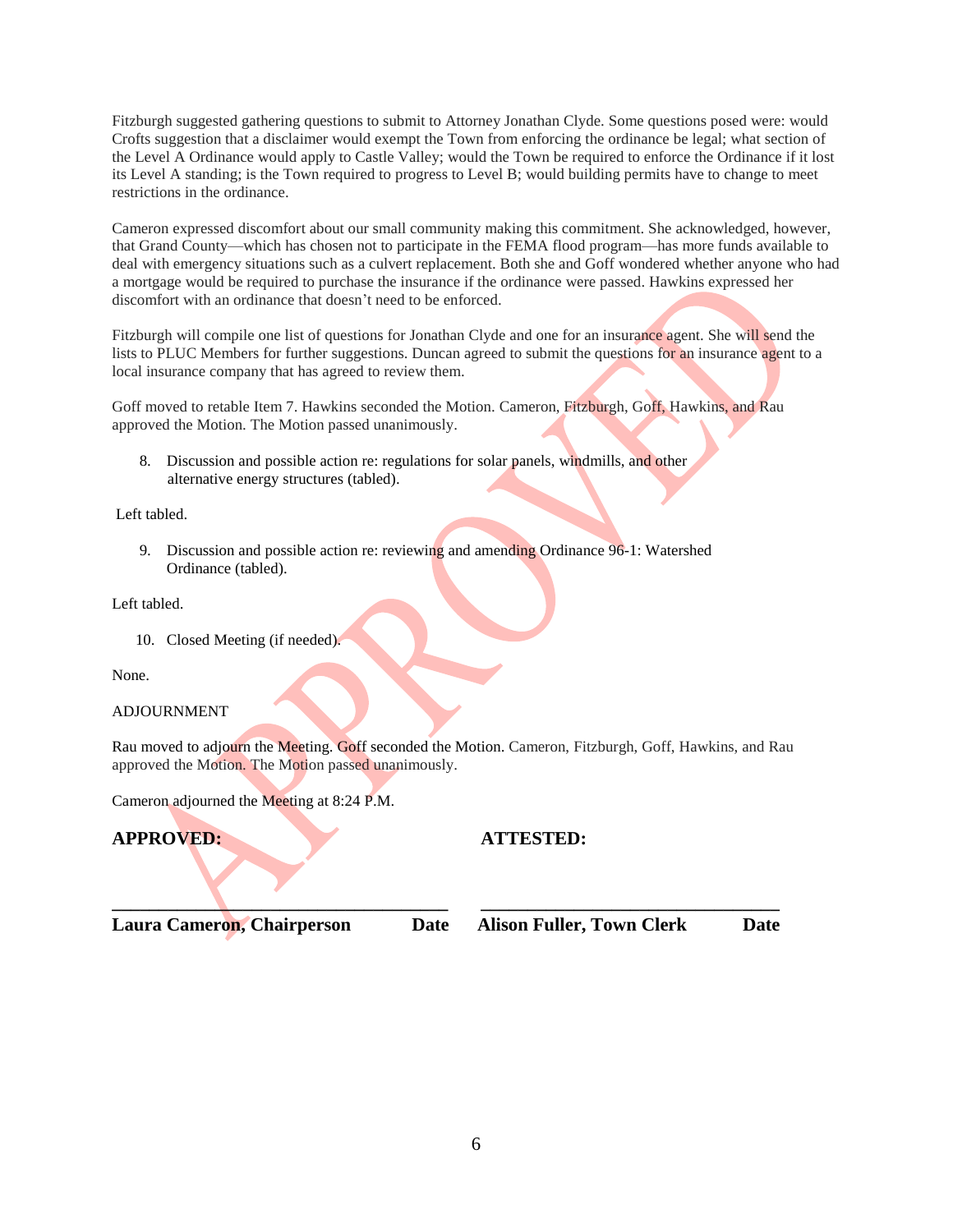Fitzburgh suggested gathering questions to submit to Attorney Jonathan Clyde. Some questions posed were: would Crofts suggestion that a disclaimer would exempt the Town from enforcing the ordinance be legal; what section of the Level A Ordinance would apply to Castle Valley; would the Town be required to enforce the Ordinance if it lost its Level A standing; is the Town required to progress to Level B; would building permits have to change to meet restrictions in the ordinance.

Cameron expressed discomfort about our small community making this commitment. She acknowledged, however, that Grand County—which has chosen not to participate in the FEMA flood program—has more funds available to deal with emergency situations such as a culvert replacement. Both she and Goff wondered whether anyone who had a mortgage would be required to purchase the insurance if the ordinance were passed. Hawkins expressed her discomfort with an ordinance that doesn't need to be enforced.

Fitzburgh will compile one list of questions for Jonathan Clyde and one for an insurance agent. She will send the lists to PLUC Members for further suggestions. Duncan agreed to submit the questions for an insurance agent to a local insurance company that has agreed to review them.

Goff moved to retable Item 7. Hawkins seconded the Motion. Cameron, Fitzburgh, Goff, Hawkins, and Rau approved the Motion. The Motion passed unanimously.

8. Discussion and possible action re: regulations for solar panels, windmills, and other alternative energy structures (tabled).

Left tabled.

9. Discussion and possible action re: reviewing and amending Ordinance 96-1: Watershed Ordinance (tabled).

Left tabled.

10. Closed Meeting (if needed).

None.

ADJOURNMENT

Rau moved to adjourn the Meeting. Goff seconded the Motion. Cameron, Fitzburgh, Goff, Hawkins, and Rau approved the Motion. The Motion passed unanimously.

Cameron adjourned the Meeting at 8:24 P.M.

**APPROVED:** **ATTESTED:**

______________________________ ______________________________

**Laura Cameron, Chairperson Date** **Alison Fuller, Town Clerk Date**

APPROVED